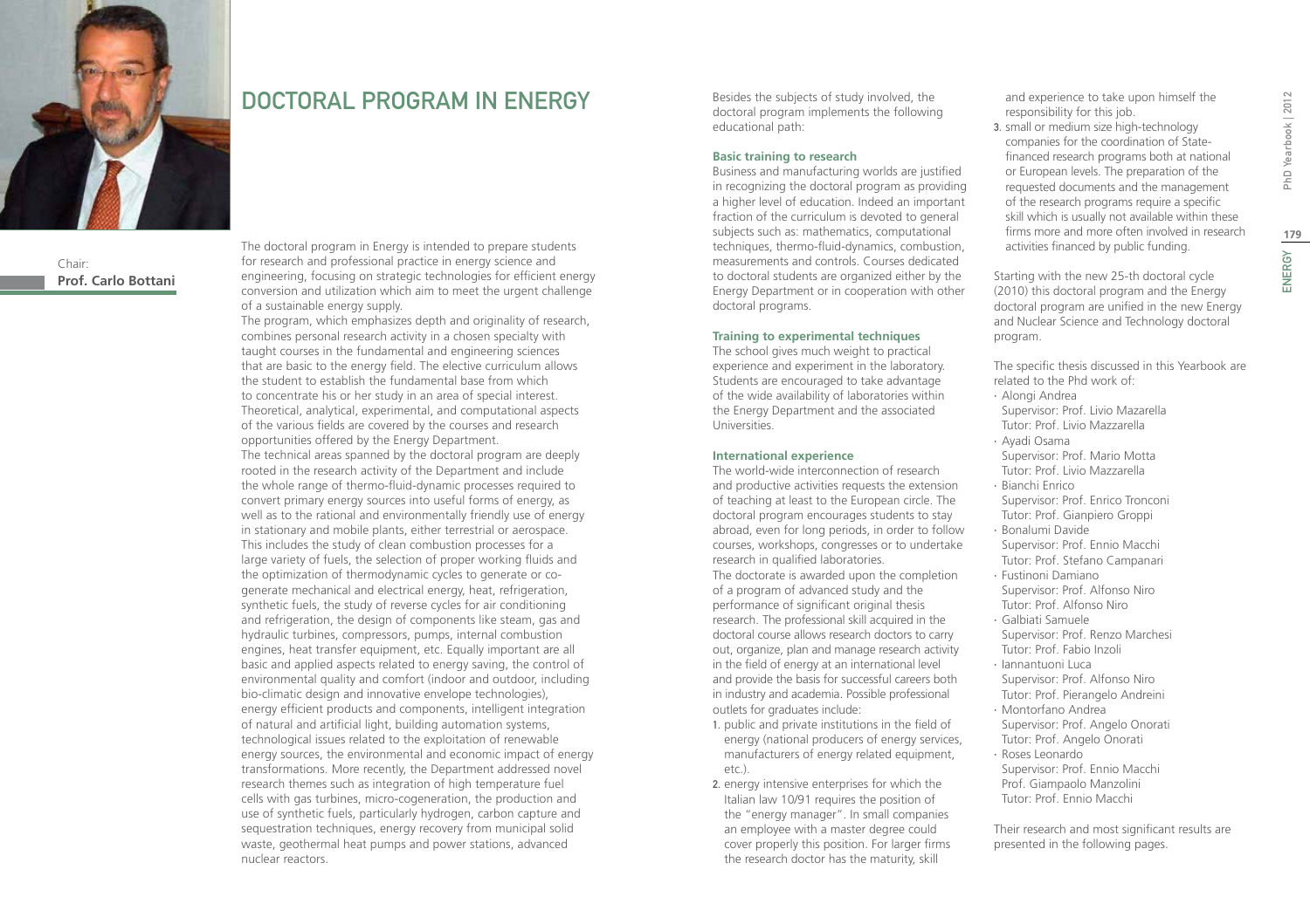# DOCTORAL PROGRAM IN ENERGY

Chair:
**Prof. Carlo Bottani**

The doctoral program in Energy is intended to prepare students for research and professional practice in energy science and engineering, focusing on strategic technologies for efficient energy conversion and utilization which aim to meet the urgent challenge of a sustainable energy supply.

The program, which emphasizes depth and originality of research, combines personal research activity in a chosen specialty with taught courses in the fundamental and engineering sciences that are basic to the energy field. The elective curriculum allows the student to establish the fundamental base from which to concentrate his or her study in an area of special interest. Theoretical, analytical, experimental, and computational aspects of the various fields are covered by the courses and research opportunities offered by the Energy Department.

The technical areas spanned by the doctoral program are deeply rooted in the research activity of the Department and include the whole range of thermo-fluid-dynamic processes required to convert primary energy sources into useful forms of energy, as well as to the rational and environmentally friendly use of energy in stationary and mobile plants, either terrestrial or aerospace. This includes the study of clean combustion processes for a large variety of fuels, the selection of proper working fluids and the optimization of thermodynamic cycles to generate or co-generate mechanical and electrical energy, heat, refrigeration, synthetic fuels, the study of reverse cycles for air conditioning and refrigeration, the design of components like steam, gas and hydraulic turbines, compressors, pumps, internal combustion engines, heat transfer equipment, etc. Equally important are all basic and applied aspects related to energy saving, the control of environmental quality and comfort (indoor and outdoor, including bio-climatic design and innovative envelope technologies), energy efficient products and components, intelligent integration of natural and artificial light, building automation systems, technological issues related to the exploitation of renewable energy sources, the environmental and economic impact of energy transformations. More recently, the Department addressed novel research themes such as integration of high temperature fuel cells with gas turbines, micro-cogeneration, the production and use of synthetic fuels, particularly hydrogen, carbon capture and sequestration techniques, energy recovery from municipal solid waste, geothermal heat pumps and power stations, advanced nuclear reactors.

Besides the subjects of study involved, the doctoral program implements the following educational path:

**Basic training to research**

Business and manufacturing worlds are justified in recognizing the doctoral program as providing a higher level of education. Indeed an important fraction of the curriculum is devoted to general subjects such as: mathematics, computational techniques, thermo-fluid-dynamics, combustion, measurements and controls. Courses dedicated to doctoral students are organized either by the Energy Department or in cooperation with other doctoral programs.

**Training to experimental techniques**

The school gives much weight to practical experience and experiment in the laboratory. Students are encouraged to take advantage of the wide availability of laboratories within the Energy Department and the associated Universities.

**International experience**

The world-wide interconnection of research and productive activities requests the extension of teaching at least to the European circle. The doctoral program encourages students to stay abroad, even for long periods, in order to follow courses, workshops, congresses or to undertake research in qualified laboratories.

The doctorate is awarded upon the completion of a program of advanced study and the performance of significant original thesis research. The professional skill acquired in the doctoral course allows research doctors to carry out, organize, plan and manage research activity in the field of energy at an international level and provide the basis for successful careers both in industry and academia. Possible professional outlets for graduates include:

1. public and private institutions in the field of energy (national producers of energy services, manufacturers of energy related equipment, etc.).
2. energy intensive enterprises for which the Italian law 10/91 requires the position of the "energy manager". In small companies an employee with a master degree could cover properly this position. For larger firms the research doctor has the maturity, skill and experience to take upon himself the responsibility for this job.
3. small or medium size high-technology companies for the coordination of State-financed research programs both at national or European levels. The preparation of the requested documents and the management of the research programs require a specific skill which is usually not available within these firms more and more often involved in research activities financed by public funding.

Starting with the new 25-th doctoral cycle (2010) this doctoral program and the Energy doctoral program are unified in the new Energy and Nuclear Science and Technology doctoral program.

The specific thesis discussed in this Yearbook are related to the Phd work of:

- Alongi Andrea
  Supervisor: Prof. Livio Mazarella
  Tutor: Prof. Livio Mazzarella
- Ayadi Osama
  Supervisor: Prof. Mario Motta
  Tutor: Prof. Livio Mazzarella
- Bianchi Enrico
  Supervisor: Prof. Enrico Tronconi
  Tutor: Prof. Gianpiero Groppi
- Bonalumi Davide
  Supervisor: Prof. Ennio Macchi
  Tutor: Prof. Stefano Campanari
- Fustinoni Damiano
  Supervisor: Prof. Alfonso Niro
  Tutor: Prof. Alfonso Niro
- Galbiati Samuele
  Supervisor: Prof. Renzo Marchesi
  Tutor: Prof. Fabio Inzoli
- Iannantuoni Luca
  Supervisor: Prof. Alfonso Niro
  Tutor: Prof. Pierangelo Andreini
- Montorfano Andrea
  Supervisor: Prof. Angelo Onorati
  Tutor: Prof. Angelo Onorati
- Roses Leonardo
  Supervisor: Prof. Ennio Macchi
  Prof. Giampaolo Manzolini
  Tutor: Prof. Ennio Macchi

Their research and most significant results are presented in the following pages.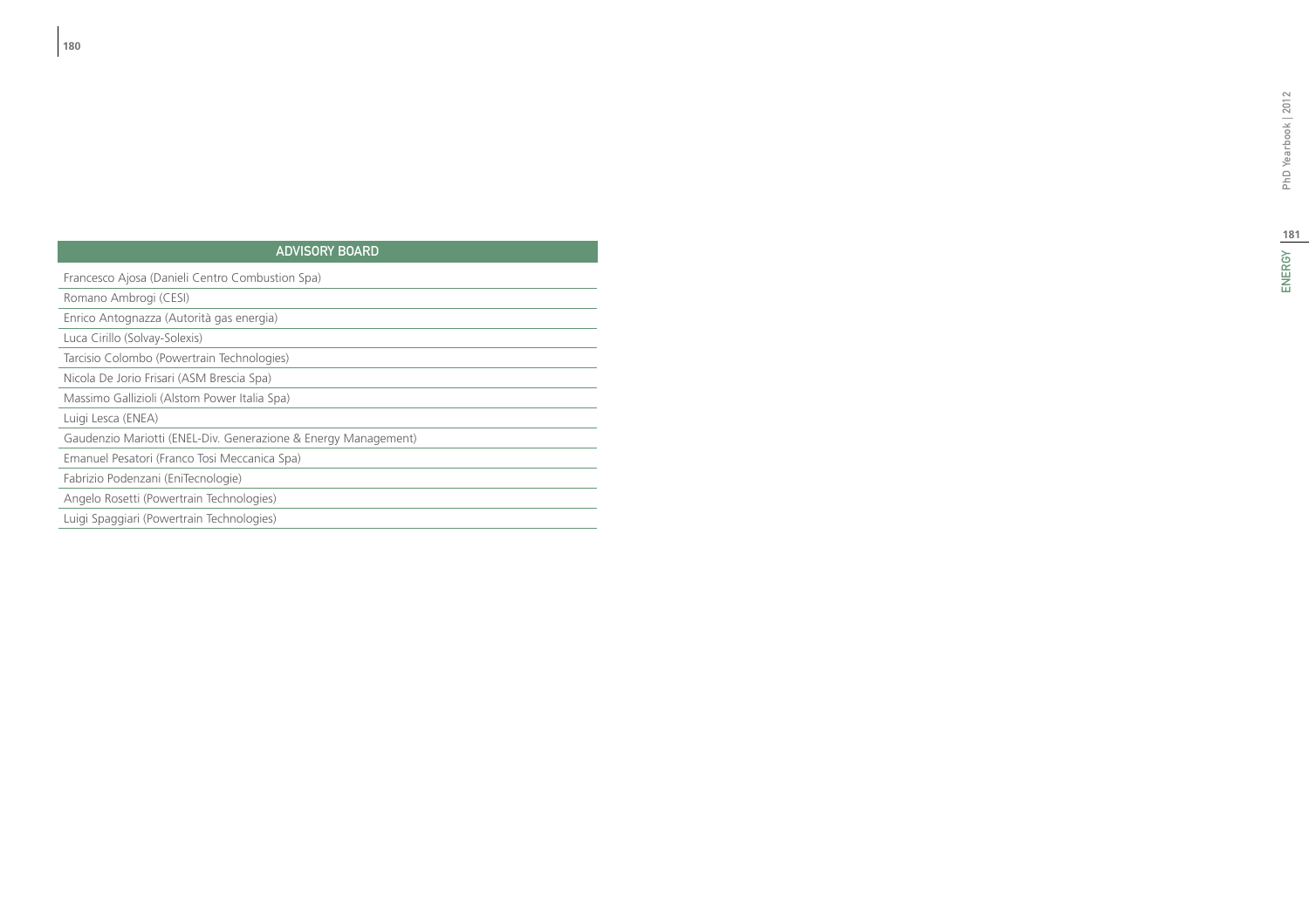| ADVISORY BOARD |
| --- |
| Francesco Ajosa (Danieli Centro Combustion Spa) |
| Romano Ambrogi (CESI) |
| Enrico Antognazza (Autorità gas energia) |
| Luca Cirillo (Solvay-Solexis) |
| Tarcisio Colombo (Powertrain Technologies) |
| Nicola De Jorio Frisari (ASM Brescia Spa) |
| Massimo Gallizioli (Alstom Power Italia Spa) |
| Luigi Lesca (ENEA) |
| Gaudenzio Mariotti (ENEL-Div. Generazione & Energy Management) |
| Emanuel Pesatori (Franco Tosi Meccanica Spa) |
| Fabrizio Podenzani (EniTecnologie) |
| Angelo Rosetti (Powertrain Technologies) |
| Luigi Spaggiari (Powertrain Technologies) |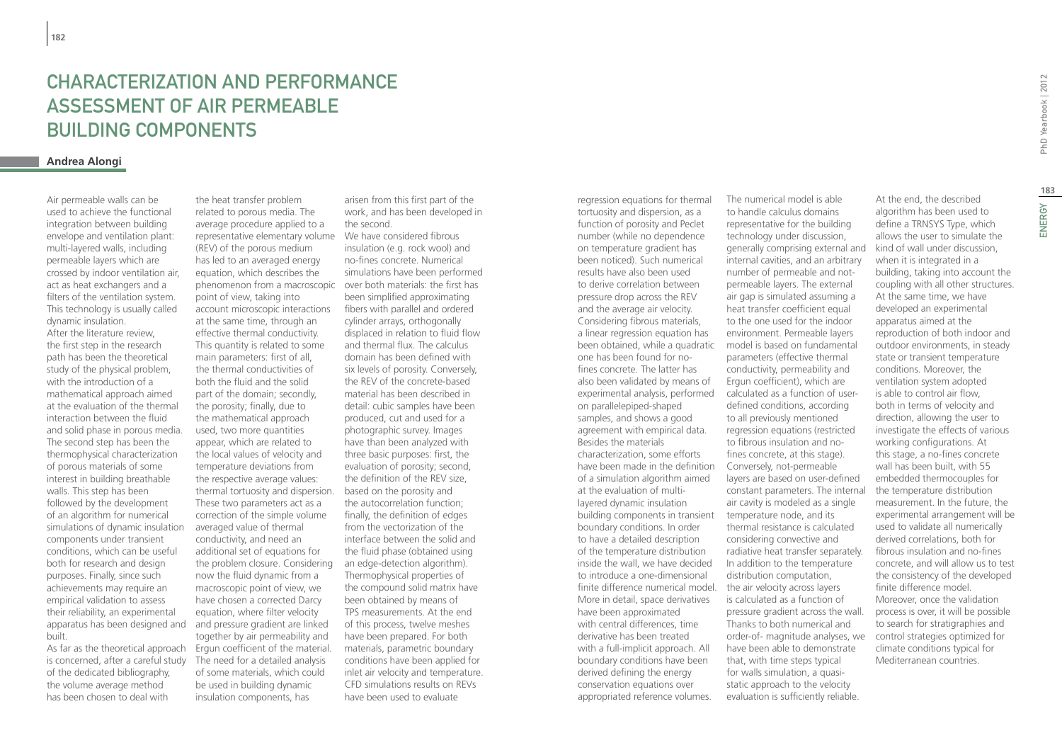# Characterization and Performance Assessment of Air Permeable Building Components

**Andrea Alongi**

Air permeable walls can be used to achieve the functional integration between building envelope and ventilation plant: multi-layered walls, including permeable layers which are crossed by indoor ventilation air, act as heat exchangers and a filters of the ventilation system. This technology is usually called dynamic insulation.

After the literature review, the first step in the research path has been the theoretical study of the physical problem, with the introduction of a mathematical approach aimed at the evaluation of the thermal interaction between the fluid and solid phase in porous media. The second step has been the thermophysical characterization of porous materials of some interest in building breathable walls. This step has been followed by the development of an algorithm for numerical simulations of dynamic insulation components under transient conditions, which can be useful both for research and design purposes. Finally, since such achievements may require an empirical validation to assess their reliability, an experimental apparatus has been designed and built.

As far as the theoretical approach is concerned, after a careful study of the dedicated bibliography, the volume average method has been chosen to deal with the heat transfer problem related to porous media. The average procedure applied to a representative elementary volume (REV) of the porous medium has led to an averaged energy equation, which describes the phenomenon from a macroscopic point of view, taking into account microscopic interactions at the same time, through an effective thermal conductivity. This quantity is related to some main parameters: first of all, the thermal conductivities of both the fluid and the solid part of the domain; secondly, the porosity; finally, due to the mathematical approach used, two more quantities appear, which are related to the local values of velocity and temperature deviations from the respective average values: thermal tortuosity and dispersion. These two parameters act as a correction of the simple volume averaged value of thermal conductivity, and need an additional set of equations for the problem closure. Considering now the fluid dynamic from a macroscopic point of view, we have chosen a corrected Darcy equation, where filter velocity and pressure gradient are linked together by air permeability and Ergun coefficient of the material. The need for a detailed analysis of some materials, which could be used in building dynamic insulation components, has arisen from this first part of the work, and has been developed in the second.

We have considered fibrous insulation (e.g. rock wool) and no-fines concrete. Numerical simulations have been performed over both materials: the first has been simplified approximating fibers with parallel and ordered cylinder arrays, orthogonally displaced in relation to fluid flow and thermal flux. The calculus domain has been defined with six levels of porosity. Conversely, the REV of the concrete-based material has been described in detail: cubic samples have been produced, cut and used for a photographic survey. Images have than been analyzed with three basic purposes: first, the evaluation of porosity; second, the definition of the REV size, based on the porosity and the autocorrelation function; finally, the definition of edges from the vectorization of the interface between the solid and the fluid phase (obtained using an edge-detection algorithm). Thermophysical properties of the compound solid matrix have been obtained by means of TPS measurements. At the end of this process, twelve meshes have been prepared. For both materials, parametric boundary conditions have been applied for inlet air velocity and temperature. CFD simulations results on REVs have been used to evaluate regression equations for thermal tortuosity and dispersion, as a function of porosity and Peclet number (while no dependence on temperature gradient has been noticed). Such numerical results have also been used to derive correlation between pressure drop across the REV and the average air velocity. Considering fibrous materials, a linear regression equation has been obtained, while a quadratic one has been found for no-fines concrete. The latter has also been validated by means of experimental analysis, performed on parallelepiped-shaped samples, and shows a good agreement with empirical data.

Besides the materials characterization, some efforts have been made in the definition of a simulation algorithm aimed at the evaluation of multi-layered dynamic insulation building components in transient boundary conditions. In order to have a detailed description of the temperature distribution inside the wall, we have decided to introduce a one-dimensional finite difference numerical model. More in detail, space derivatives have been approximated with central differences, time derivative has been treated with a full-implicit approach. All boundary conditions have been derived defining the energy conservation equations over appropriated reference volumes. The numerical model is able to handle calculus domains representative for the building technology under discussion, generally comprising external and internal cavities, and an arbitrary number of permeable and not-permeable layers. The external air gap is simulated assuming a heat transfer coefficient equal to the one used for the indoor environment. Permeable layers model is based on fundamental parameters (effective thermal conductivity, permeability and Ergun coefficient), which are calculated as a function of user-defined conditions, according to all previously mentioned regression equations (restricted to fibrous insulation and no-fines concrete, at this stage). Conversely, not-permeable layers are based on user-defined constant parameters. The internal air cavity is modeled as a single temperature node, and its thermal resistance is calculated considering convective and radiative heat transfer separately. In addition to the temperature distribution computation, the air velocity across layers is calculated as a function of pressure gradient across the wall. Thanks to both numerical and order-of- magnitude analyses, we have been able to demonstrate that, with time steps typical for walls simulation, a quasi-static approach to the velocity evaluation is sufficiently reliable.

At the end, the described algorithm has been used to define a TRNSYS Type, which allows the user to simulate the kind of wall under discussion, when it is integrated in a building, taking into account the coupling with all other structures. At the same time, we have developed an experimental apparatus aimed at the reproduction of both indoor and outdoor environments, in steady state or transient temperature conditions. Moreover, the ventilation system adopted is able to control air flow, both in terms of velocity and direction, allowing the user to investigate the effects of various working configurations. At this stage, a no-fines concrete wall has been built, with 55 embedded thermocouples for the temperature distribution measurement. In the future, the experimental arrangement will be used to validate all numerically derived correlations, both for fibrous insulation and no-fines concrete, and will allow us to test the consistency of the developed finite difference model. Moreover, once the validation process is over, it will be possible to search for stratigraphies and control strategies optimized for climate conditions typical for Mediterranean countries.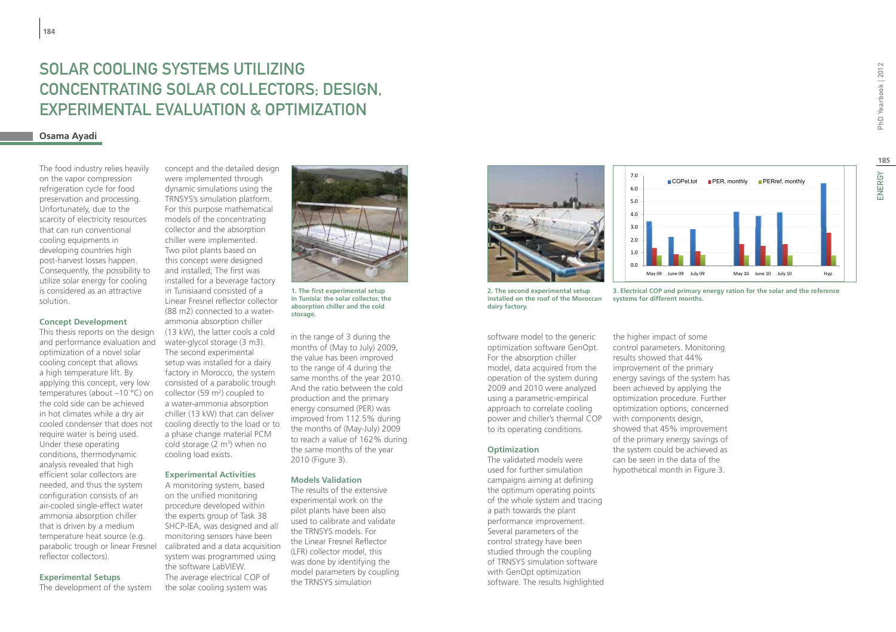# SOLAR COOLING SYSTEMS UTILIZING CONCENTRATING SOLAR COLLECTORS; DESIGN, EXPERIMENTAL EVALUATION & OPTIMIZATION

**Osama Ayadi**

The food industry relies heavily on the vapor compression refrigeration cycle for food preservation and processing. Unfortunately, due to the scarcity of electricity resources that can run conventional cooling equipments in developing countries high post-harvest losses happen. Consequently, the possibility to utilize solar energy for cooling is considered as an attractive solution.

### Concept Development

This thesis reports on the design and performance evaluation and optimization of a novel solar cooling concept that allows a high temperature lift. By applying this concept, very low temperatures (about –10 °C) on the cold side can be achieved in hot climates while a dry air cooled condenser that does not require water is being used. Under these operating conditions, thermodynamic analysis revealed that high efficient solar collectors are needed, and thus the system configuration consists of an air-cooled single-effect water ammonia absorption chiller that is driven by a medium temperature heat source (e.g. parabolic trough or linear Fresnel reflector collectors).

### Experimental Setups

The development of the system concept and the detailed design were implemented through dynamic simulations using the TRNSYS's simulation platform. For this purpose mathematical models of the concentrating collector and the absorption chiller were implemented. Two pilot plants based on this concept were designed and installed; The first was installed for a beverage factory in Tunisiaand consisted of a Linear Fresnel reflector collector (88 m2) connected to a water-ammonia absorption chiller (13 kW), the latter cools a cold water-glycol storage (3 m3). The second experimental setup was installed for a dairy factory in Morocco, the system consisted of a parabolic trough collector (59 m$^2$) coupled to a water-ammonia absorption chiller (13 kW) that can deliver cooling directly to the load or to a phase change material PCM cold storage (2 m$^3$) when no cooling load exists.

### Experimental Activities

A monitoring system, based on the unified monitoring procedure developed within the experts group of Task 38 SHCP-IEA, was designed and all monitoring sensors have been calibrated and a data acquisition system was programmed using the software LabVIEW.

The average electrical COP of the solar cooling system was in the range of 3 during the months of (May to July) 2009, the value has been improved to the range of 4 during the same months of the year 2010. And the ratio between the cold production and the primary energy consumed (PER) was improved from 112.5% during the months of (May-July) 2009 to reach a value of 162% during the same months of the year 2010 (Figure 3).

**1. The first experimental setup in Tunisia: the solar collector, the absorption chiller and the cold storage.**

### Models Validation

The results of the extensive experimental work on the pilot plants have been also used to calibrate and validate the TRNSYS models. For the Linear Fresnel Reflector (LFR) collector model, this was done by identifying the model parameters by coupling the TRNSYS simulation software model to the generic optimization software GenOpt. For the absorption chiller model, data acquired from the operation of the system during 2009 and 2010 were analyzed using a parametric-empirical approach to correlate cooling power and chiller's thermal COP to its operating conditions.

### Optimization

The validated models were used for further simulation campaigns aiming at defining the optimum operating points of the whole system and tracing a path towards the plant performance improvement. Several parameters of the control strategy have been studied through the coupling of TRNSYS simulation software with GenOpt optimization software. The results highlighted the higher impact of some control parameters. Monitoring results showed that 44% improvement of the primary energy savings of the system has been achieved by applying the optimization procedure. Further optimization options, concerned with components design, showed that 45% improvement of the primary energy savings of the system could be achieved as can be seen in the data of the hypothetical month in Figure 3.

**2. The second experimental setup installed on the roof of the Moroccan dairy factory.**

**3. Electrical COP and primary energy ration for the solar and the reference systems for different months.**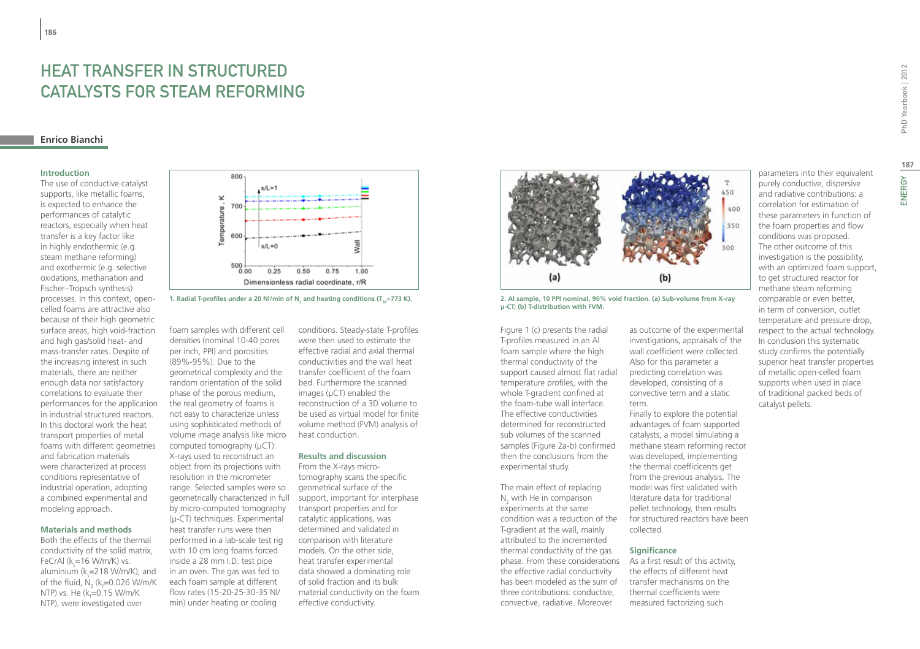# HEAT TRANSFER IN STRUCTURED CATALYSTS FOR STEAM REFORMING

**Enrico Bianchi**

## Introduction

The use of conductive catalyst supports, like metallic foams, is expected to enhance the performances of catalytic reactors, especially when heat transfer is a key factor like in highly endothermic (e.g. steam methane reforming) and exothermic (e.g. selective oxidations, methanation and Fischer–Tropsch synthesis) processes. In this context, open-celled foams are attractive also because of their high geometric surface areas, high void-fraction and high gas/solid heat- and mass-transfer rates. Despite of the increasing interest in such materials, there are neither enough data nor satisfactory correlations to evaluate their performances for the application in industrial structured reactors. In this doctoral work the heat transport properties of metal foams with different geometries and fabrication materials were characterized at process conditions representative of industrial operation, adopting a combined experimental and modeling approach.

## Materials and methods

Both the effects of the thermal conductivity of the solid matrix, FeCrAl ($k_s$=16 W/m/K) vs. aluminium ($k_s$=218 W/m/K), and of the fluid, $N_2$ ($k_f$=0.026 W/m/K NTP) vs. He ($k_f$=0.15 W/m/K NTP), were investigated over foam samples with different cell densities (nominal 10-40 pores per inch, PPI) and porosities (89%-95%). Due to the geometrical complexity and the random orientation of the solid phase of the porous medium, the real geometry of foams is not easy to characterize unless using sophisticated methods of volume image analysis like micro computed tomography (μCT): X-rays used to reconstruct an object from its projections with resolution in the micrometer range. Selected samples were so geometrically characterized in full by micro-computed tomography (μ-CT) techniques. Experimental heat transfer runs were then performed in a lab-scale test rig with 10 cm long foams forced inside a 28 mm I.D. test pipe in an oven. The gas was fed to each foam sample at different flow rates (15-20-25-30-35 Nl/min) under heating or cooling conditions. Steady-state T-profiles were then used to estimate the effective radial and axial thermal conductivities and the wall heat transfer coefficient of the foam bed. Furthermore the scanned images (μCT) enabled the reconstruction of a 3D volume to be used as virtual model for finite volume method (FVM) analysis of heat conduction.

1. Radial T-profiles under a 20 Nl/min of $N_2$ and heating conditions ($T_{sp}$=773 K).

## Results and discussion

From the X-rays micro-tomography scans the specific geometrical surface of the support, important for interphase transport properties and for catalytic applications, was determined and validated in comparison with literature models. On the other side, heat transfer experimental data showed a dominating role of solid fraction and its bulk material conductivity on the foam effective conductivity.

2. Al sample, 10 PPI nominal, 90% void fraction. (a) Sub-volume from X-ray μ-CT; (b) T-distribution with FVM.

Figure 1 (c) presents the radial T-profiles measured in an Al foam sample where the high thermal conductivity of the support caused almost flat radial temperature profiles, with the whole T-gradient confined at the foam-tube wall interface. The effective conductivities determined for reconstructed sub volumes of the scanned samples (Figure 2a-b) confirmed then the conclusions from the experimental study.

The main effect of replacing $N_2$ with He in comparison experiments at the same condition was a reduction of the T-gradient at the wall, mainly attributed to the incremented thermal conductivity of the gas phase. From these considerations the effective radial conductivity has been modeled as the sum of three contributions: conductive, convective, radiative. Moreover as outcome of the experimental investigations, appraisals of the wall coefficient were collected. Also for this parameter a predicting correlation was developed, consisting of a convective term and a static term.

Finally to explore the potential advantages of foam supported catalysts, a model simulating a methane steam reforming rector was developed, implementing the thermal coefficicents get from the previous analysis. The model was first validated with literature data for traditional pellet technology, then results for structured reactors have been collected.

## Significance

As a first result of this activity, the effects of different heat transfer mechanisms on the thermal coefficients were measured factorizing such parameters into their equivalent purely conductive, dispersive and radiative contributions: a correlation for estimation of these parameters in function of the foam properties and flow conditions was proposed.

The other outcome of this investigation is the possibility, with an optimized foam support, to get structured reactor for methane steam reforming comparable or even better, in term of conversion, outlet temperature and pressure drop, respect to the actual technology. In conclusion this systematic study confirms the potentially superior heat transfer properties of metallic open-celled foam supports when used in place of traditional packed beds of catalyst pellets.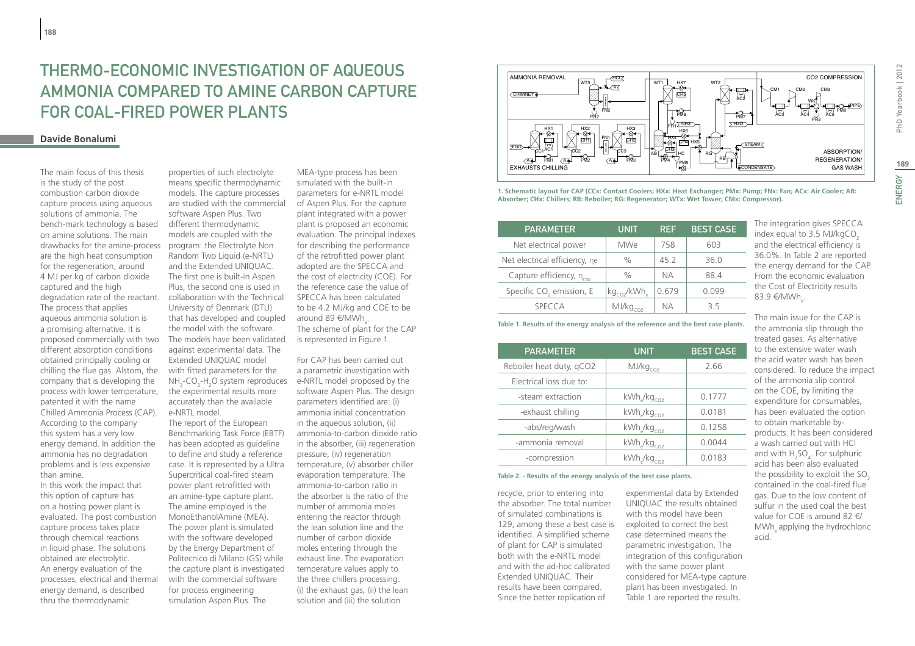# THERMO-ECONOMIC INVESTIGATION OF AQUEOUS AMMONIA COMPARED TO AMINE CARBON CAPTURE FOR COAL-FIRED POWER PLANTS

**Davide Bonalumi**

The main focus of this thesis is the study of the post combustion carbon dioxide capture process using aqueous solutions of ammonia. The bench-mark technology is based on amine solutions. The main drawbacks for the amine-process are the high heat consumption for the regeneration, around 4 MJ per kg of carbon dioxide captured and the high degradation rate of the reactant. The process that applies aqueous ammonia solution is a promising alternative. It is proposed commercially with two different absorption conditions obtained principally cooling or chilling the flue gas. Alstom, the company that is developing the process with lower temperature, patented it with the name Chilled Ammonia Process (CAP). According to the company this system has a very low energy demand. In addition the ammonia has no degradation problems and is less expensive than amine.

In this work the impact that this option of capture has on a hosting power plant is evaluated. The post combustion capture process takes place through chemical reactions in liquid phase. The solutions obtained are electrolytic. An energy evaluation of the processes, electrical and thermal energy demand, is described thru the thermodynamic properties of such electrolyte means specific thermodynamic models. The capture processes are studied with the commercial software Aspen Plus. Two different thermodynamic models are coupled with the program: the Electrolyte Non Random Two Liquid (e-NRTL) and the Extended UNIQUAC. The first one is built-in Aspen Plus, the second one is used in collaboration with the Technical University of Denmark (DTU) that has developed and coupled the model with the software. The models have been validated against experimental data. The Extended UNIQUAC model with fitted parameters for the $NH_3$-$CO_2$-$H_2O$ system reproduces the experimental results more accurately than the available e-NRTL model.

The report of the European Benchmarking Task Force (EBTF) has been adopted as guideline to define and study a reference case. It is represented by a Ultra Supercritical coal-fired steam power plant retrofitted with an amine-type capture plant. The amine employed is the MonoEthanolAmine (MEA). The power plant is simulated with the software developed by the Energy Department of Politecnico di Milano (GS) while the capture plant is investigated with the commercial software for process engineering simulation Aspen Plus. The MEA-type process has been simulated with the built-in parameters for e-NRTL model of Aspen Plus. For the capture plant integrated with a power plant is proposed an economic evaluation. The principal indexes for describing the performance of the retrofitted power plant adopted are the SPECCA and the cost of electricity (COE). For the reference case the value of SPECCA has been calculated to be 4.2 MJ/kg and COE to be around 89 €/MWh$_e$.
The scheme of plant for the CAP is represented in Figure 1.

For CAP has been carried out a parametric investigation with e-NRTL model proposed by the software Aspen Plus. The design parameters identified are: (i) ammonia initial concentration in the aqueous solution, (ii) ammonia-to-carbon dioxide ratio in the absorber, (iii) regeneration pressure, (iv) regeneration temperature, (v) absorber chiller evaporation temperature. The ammonia-to-carbon ratio in the absorber is the ratio of the number of ammonia moles entering the reactor through the lean solution line and the number of carbon dioxide moles entering through the exhaust line. The evaporation temperature values apply to the three chillers processing: (i) the exhaust gas, (ii) the lean solution and (iii) the solution recycle, prior to entering into the absorber. The total number of simulated combinations is 129, among these a best case is identified. A simplified scheme of plant for CAP is simulated both with the e-NRTL model and with the ad-hoc calibrated Extended UNIQUAC. Their results have been compared. Since the better replication of experimental data by Extended UNIQUAC the results obtained with this model have been exploited to correct the best case determined means the parametric investigation. The integration of this configuration with the same power plant considered for MEA-type capture plant has been investigated. In Table 1 are reported the results.

1. Schematic layout for CAP (CCx: Contact Coolers; HXx: Heat Exchanger; PMx: Pump; FNx: Fan; ACx: Air Cooler; AB: Absorber; CHx: Chillers; RB: Reboiler; RG: Regenerator; WTx: Wet Tower; CMx: Compressor).

| PARAMETER | UNIT | REF | BEST CASE |
|---|---|---|---|
| Net electrical power | MWe | 758 | 603 |
| Net electrical efficiency, $\eta_e$ | % | 45.2 | 36.0 |
| Capture efficiency, $\eta_{CO_2}$ | % | NA | 88.4 |
| Specific $CO_2$ emission, E | $kg_{CO_2}/kWh_e$ | 0.679 | 0.099 |
| SPECCA | $MJ/kg_{CO_2}$ | NA | 3.5 |

Table 1. Results of the energy analysis of the reference and the best case plants.

| PARAMETER | UNIT | BEST CASE |
|---|---|---|
| Reboiler heat duty, qCO2 | $MJ/kg_{CO_2}$ | 2.66 |
| Electrical loss due to: | | |
| -steam extraction | $kWh_e/kg_{CO_2}$ | 0.1777 |
| -exhaust chilling | $kWh_e/kg_{CO_2}$ | 0.0181 |
| -abs/reg/wash | $kWh_e/kg_{CO_2}$ | 0.1258 |
| -ammonia removal | $kWh_e/kg_{CO_2}$ | 0.0044 |
| -compression | $kWh_e/kg_{CO_2}$ | 0.0183 |

Table 2. - Results of the energy analysis of the best case plants.

The integration gives SPECCA index equal to 3.5 MJ/kg$CO_2$ and the electrical efficiency is 36.0%. In Table 2 are reported the energy demand for the CAP. From the economic evaluation the Cost of Electricity results 83.9 €/MWh$_e$.

The main issue for the CAP is the ammonia slip through the treated gases. As alternative to the extensive water wash the acid water wash has been considered. To reduce the impact of the ammonia slip control on the COE, by limiting the expenditure for consumables, has been evaluated the option to obtain marketable by-products. It has been considered a wash carried out with HCl and with $H_2SO_4$. For sulphuric acid has been also evaluated the possibility to exploit the $SO_2$ contained in the coal-fired flue gas. Due to the low content of sulfur in the used coal the best value for COE is around 82 €/MWh$_e$ applying the hydrochloric acid.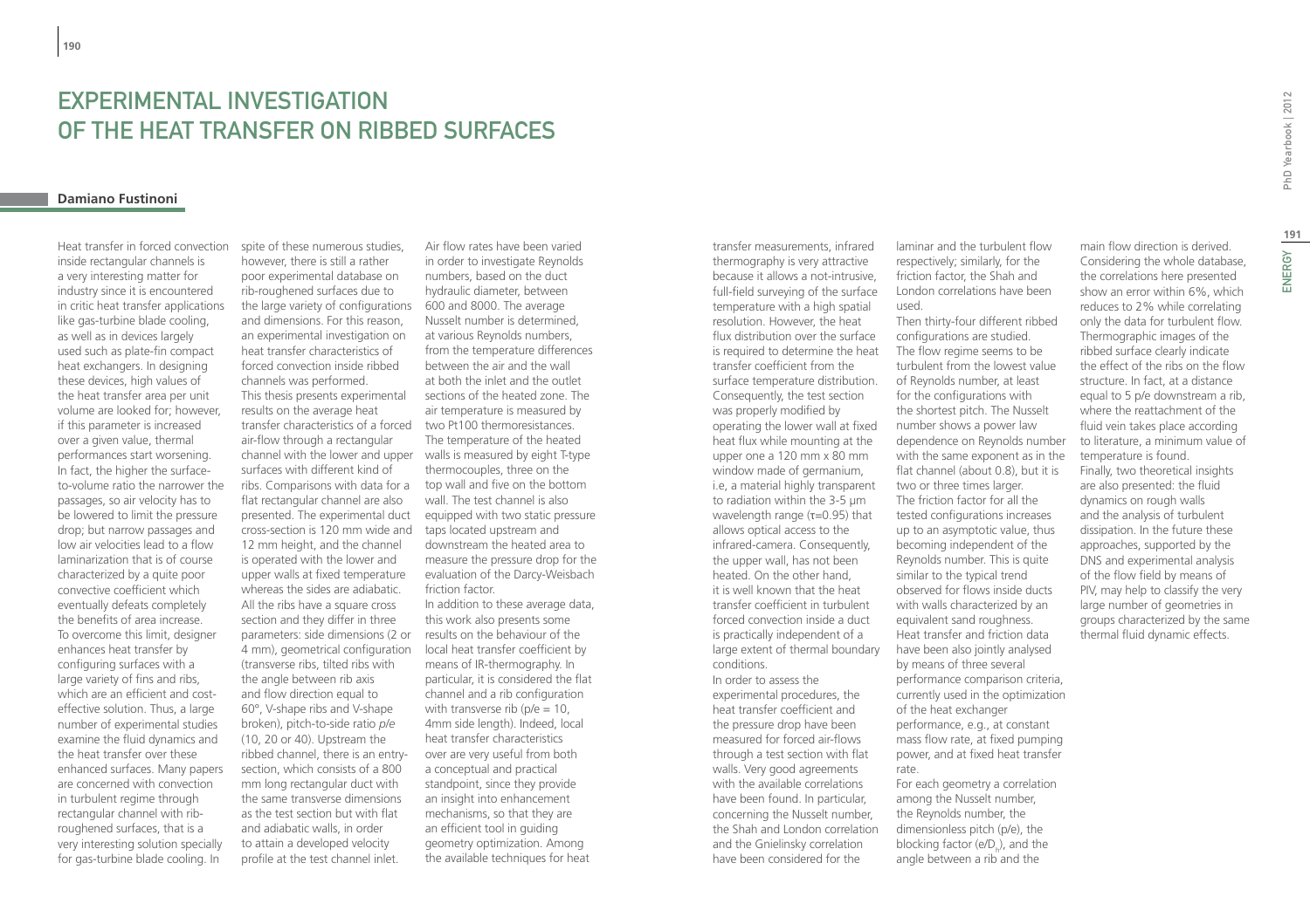# EXPERIMENTAL INVESTIGATION OF THE HEAT TRANSFER ON RIBBED SURFACES

**Damiano Fustinoni**

Heat transfer in forced convection inside rectangular channels is a very interesting matter for industry since it is encountered in critic heat transfer applications like gas-turbine blade cooling, as well as in devices largely used such as plate-fin compact heat exchangers. In designing these devices, high values of the heat transfer area per unit volume are looked for; however, if this parameter is increased over a given value, thermal performances start worsening. In fact, the higher the surface-to-volume ratio the narrower the passages, so air velocity has to be lowered to limit the pressure drop; but narrow passages and low air velocities lead to a flow laminarization that is of course characterized by a quite poor convective coefficient which eventually defeats completely the benefits of area increase. To overcome this limit, designer enhances heat transfer by configuring surfaces with a large variety of fins and ribs, which are an efficient and cost-effective solution. Thus, a large number of experimental studies examine the fluid dynamics and the heat transfer over these enhanced surfaces. Many papers are concerned with convection in turbulent regime through rectangular channel with rib-roughened surfaces, that is a very interesting solution specially for gas-turbine blade cooling. In spite of these numerous studies, however, there is still a rather poor experimental database on rib-roughened surfaces due to the large variety of configurations and dimensions. For this reason, an experimental investigation on heat transfer characteristics of forced convection inside ribbed channels was performed.

This thesis presents experimental results on the average heat transfer characteristics of a forced air-flow through a rectangular channel with the lower and upper surfaces with different kind of ribs. Comparisons with data for a flat rectangular channel are also presented. The experimental duct cross-section is 120 mm wide and 12 mm height, and the channel is operated with the lower and upper walls at fixed temperature whereas the sides are adiabatic. All the ribs have a square cross section and they differ in three parameters: side dimensions (2 or 4 mm), geometrical configuration (transverse ribs, tilted ribs with the angle between rib axis and flow direction equal to 60°, V-shape ribs and V-shape broken), pitch-to-side ratio *p/e* (10, 20 or 40). Upstream the ribbed channel, there is an entry-section, which consists of a 800 mm long rectangular duct with the same transverse dimensions as the test section but with flat and adiabatic walls, in order to attain a developed velocity profile at the test channel inlet. Air flow rates have been varied in order to investigate Reynolds numbers, based on the duct hydraulic diameter, between 600 and 8000. The average Nusselt number is determined, at various Reynolds numbers, from the temperature differences between the air and the wall at both the inlet and the outlet sections of the heated zone. The air temperature is measured by two Pt100 thermoresistances. The temperature of the heated walls is measured by eight T-type thermocouples, three on the top wall and five on the bottom wall. The test channel is also equipped with two static pressure taps located upstream and downstream the heated area to measure the pressure drop for the evaluation of the Darcy-Weisbach friction factor.

In addition to these average data, this work also presents some results on the behaviour of the local heat transfer coefficient by means of IR-thermography. In particular, it is considered the flat channel and a rib configuration with transverse rib ($p/e = 10$, 4mm side length). Indeed, local heat transfer characteristics are very useful from both a conceptual and practical standpoint, since they provide an insight into enhancement mechanisms, so that they are an efficient tool in guiding geometry optimization. Among the available techniques for heat transfer measurements, infrared thermography is very attractive because it allows a not-intrusive, full-field surveying of the surface temperature with a high spatial resolution. However, the heat flux distribution over the surface is required to determine the heat transfer coefficient from the surface temperature distribution. Consequently, the test section was properly modified by operating the lower wall at fixed heat flux while mounting at the upper one a 120 mm x 80 mm window made of germanium, i.e, a material highly transparent to radiation within the 3-5 μm wavelength range (τ=0.95) that allows optical access to the infrared-camera. Consequently, the upper wall, has not been heated. On the other hand, it is well known that the heat transfer coefficient in turbulent forced convection inside a duct is practically independent of a large extent of thermal boundary conditions.

In order to assess the experimental procedures, the heat transfer coefficient and the pressure drop have been measured for forced air-flows through a test section with flat walls. Very good agreements with the available correlations have been found. In particular, concerning the Nusselt number, the Shah and London correlation and the Gnielinsky correlation have been considered for the laminar and the turbulent flow respectively; similarly, for the friction factor, the Shah and London correlations have been used.

Then thirty-four different ribbed configurations are studied. The flow regime seems to be turbulent from the lowest value of Reynolds number, at least for the configurations with the shortest pitch. The Nusselt number shows a power law dependence on Reynolds number with the same exponent as in the flat channel (about 0.8), but it is two or three times larger. The friction factor for all the tested configurations increases up to an asymptotic value, thus becoming independent of the Reynolds number. This is quite similar to the typical trend observed for flows inside ducts with walls characterized by an equivalent sand roughness. Heat transfer and friction data have been also jointly analysed by means of three several performance comparison criteria, currently used in the optimization of the heat exchanger performance, e.g., at constant mass flow rate, at fixed pumping power, and at fixed heat transfer rate.

For each geometry a correlation among the Nusselt number, the Reynolds number, the dimensionless pitch (p/e), the blocking factor ($e/D_h$), and the angle between a rib and the main flow direction is derived. Considering the whole database, the correlations here presented show an error within 6%, which reduces to 2% while correlating only the data for turbulent flow. Thermographic images of the ribbed surface clearly indicate the effect of the ribs on the flow structure. In fact, at a distance equal to 5 p/e downstream a rib, where the reattachment of the fluid vein takes place according to literature, a minimum value of temperature is found.

Finally, two theoretical insights are also presented: the fluid dynamics on rough walls and the analysis of turbulent dissipation. In the future these approaches, supported by the DNS and experimental analysis of the flow field by means of PIV, may help to classify the very large number of geometries in groups characterized by the same thermal fluid dynamic effects.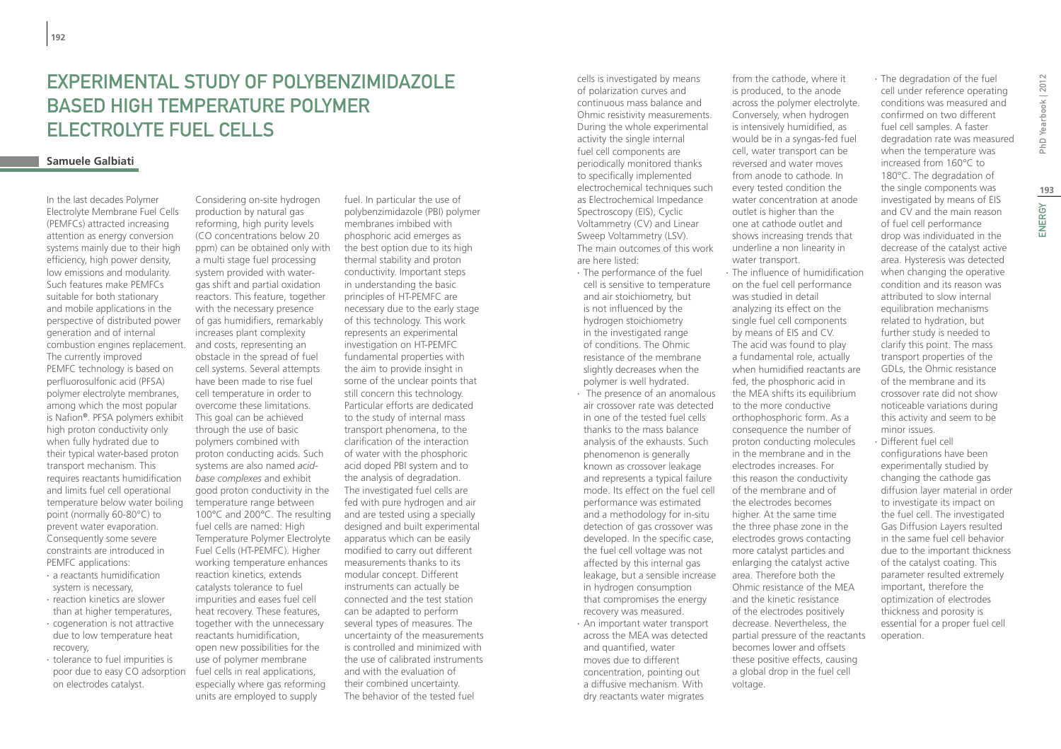# EXPERIMENTAL STUDY OF POLYBENZIMIDAZOLE BASED HIGH TEMPERATURE POLYMER ELECTROLYTE FUEL CELLS

**Samuele Galbiati**

In the last decades Polymer Electrolyte Membrane Fuel Cells (PEMFCs) attracted increasing attention as energy conversion systems mainly due to their high efficiency, high power density, low emissions and modularity. Such features make PEMFCs suitable for both stationary and mobile applications in the perspective of distributed power generation and of internal combustion engines replacement. The currently improved PEMFC technology is based on perfluorosulfonic acid (PFSA) polymer electrolyte membranes, among which the most popular is Nafion®. PFSA polymers exhibit high proton conductivity only when fully hydrated due to their typical water-based proton transport mechanism. This requires reactants humidification and limits fuel cell operational temperature below water boiling point (normally 60-80°C) to prevent water evaporation. Consequently some severe constraints are introduced in PEMFC applications:

- a reactants humidification system is necessary,
- reaction kinetics are slower than at higher temperatures,
- cogeneration is not attractive due to low temperature heat recovery,
- tolerance to fuel impurities is poor due to easy CO adsorption on electrodes catalyst.

Considering on-site hydrogen production by natural gas reforming, high purity levels (CO concentrations below 20 ppm) can be obtained only with a multi stage fuel processing system provided with water-gas shift and partial oxidation reactors. This feature, together with the necessary presence of gas humidifiers, remarkably increases plant complexity and costs, representing an obstacle in the spread of fuel cell systems. Several attempts have been made to rise fuel cell temperature in order to overcome these limitations. This goal can be achieved through the use of basic polymers combined with proton conducting acids. Such systems are also named *acid-base complexes* and exhibit good proton conductivity in the temperature range between 100°C and 200°C. The resulting fuel cells are named: High Temperature Polymer Electrolyte Fuel Cells (HT-PEMFC). Higher working temperature enhances reaction kinetics, extends catalysts tolerance to fuel impurities and eases fuel cell heat recovery. These features, together with the unnecessary reactants humidification, open new possibilities for the use of polymer membrane fuel cells in real applications, especially where gas reforming units are employed to supply fuel. In particular the use of polybenzimidazole (PBI) polymer membranes imbibed with phosphoric acid emerges as the best option due to its high thermal stability and proton conductivity. Important steps in understanding the basic principles of HT-PEMFC are necessary due to the early stage of this technology. This work represents an experimental investigation on HT-PEMFC fundamental properties with the aim to provide insight in some of the unclear points that still concern this technology. Particular efforts are dedicated to the study of internal mass transport phenomena, to the clarification of the interaction of water with the phosphoric acid doped PBI system and to the analysis of degradation. The investigated fuel cells are fed with pure hydrogen and air and are tested using a specially designed and built experimental apparatus which can be easily modified to carry out different measurements thanks to its modular concept. Different instruments can actually be connected and the test station can be adapted to perform several types of measures. The uncertainty of the measurements is controlled and minimized with the use of calibrated instruments and with the evaluation of their combined uncertainty. The behavior of the tested fuel cells is investigated by means of polarization curves and continuous mass balance and Ohmic resistivity measurements. During the whole experimental activity the single internal fuel cell components are periodically monitored thanks to specifically implemented electrochemical techniques such as Electrochemical Impedance Spectroscopy (EIS), Cyclic Voltammetry (CV) and Linear Sweep Voltammetry (LSV). The main outcomes of this work are here listed:

- The performance of the fuel cell is sensitive to temperature and air stoichiometry, but is not influenced by the hydrogen stoichiometry in the investigated range of conditions. The Ohmic resistance of the membrane slightly decreases when the polymer is well hydrated.
- The presence of an anomalous air crossover rate was detected in one of the tested fuel cells thanks to the mass balance analysis of the exhausts. Such phenomenon is generally known as crossover leakage and represents a typical failure mode. Its effect on the fuel cell performance was estimated and a methodology for in-situ detection of gas crossover was developed. In the specific case, the fuel cell voltage was not affected by this internal gas leakage, but a sensible increase in hydrogen consumption that compromises the energy recovery was measured.
- An important water transport across the MEA was detected and quantified, water moves due to different concentration, pointing out a diffusive mechanism. With dry reactants water migrates from the cathode, where it is produced, to the anode across the polymer electrolyte. Conversely, when hydrogen is intensively humidified, as would be in a syngas-fed fuel cell, water transport can be reversed and water moves from anode to cathode. In every tested condition the water concentration at anode outlet is higher than the one at cathode outlet and shows increasing trends that underline a non linearity in water transport.
- The influence of humidification on the fuel cell performance was studied in detail analyzing its effect on the single fuel cell components by means of EIS and CV. The acid was found to play a fundamental role, actually when humidified reactants are fed, the phosphoric acid in the MEA shifts its equilibrium to the more conductive orthophosphoric form. As a consequence the number of proton conducting molecules in the membrane and in the electrodes increases. For this reason the conductivity of the membrane and of the electrodes becomes higher. At the same time the three phase zone in the electrodes grows contacting more catalyst particles and enlarging the catalyst active area. Therefore both the Ohmic resistance of the MEA and the kinetic resistance of the electrodes positively decrease. Nevertheless, the partial pressure of the reactants becomes lower and offsets these positive effects, causing a global drop in the fuel cell voltage.
- The degradation of the fuel cell under reference operating conditions was measured and confirmed on two different fuel cell samples. A faster degradation rate was measured when the temperature was increased from 160°C to 180°C. The degradation of the single components was investigated by means of EIS and CV and the main reason of fuel cell performance drop was individuated in the decrease of the catalyst active area. Hysteresis was detected when changing the operative condition and its reason was attributed to slow internal equilibration mechanisms related to hydration, but further study is needed to clarify this point. The mass transport properties of the GDLs, the Ohmic resistance of the membrane and its crossover rate did not show noticeable variations during this activity and seem to be minor issues.
- Different fuel cell configurations have been experimentally studied by changing the cathode gas diffusion layer material in order to investigate its impact on the fuel cell. The investigated Gas Diffusion Layers resulted in the same fuel cell behavior due to the important thickness of the catalyst coating. This parameter resulted extremely important, therefore the optimization of electrodes thickness and porosity is essential for a proper fuel cell operation.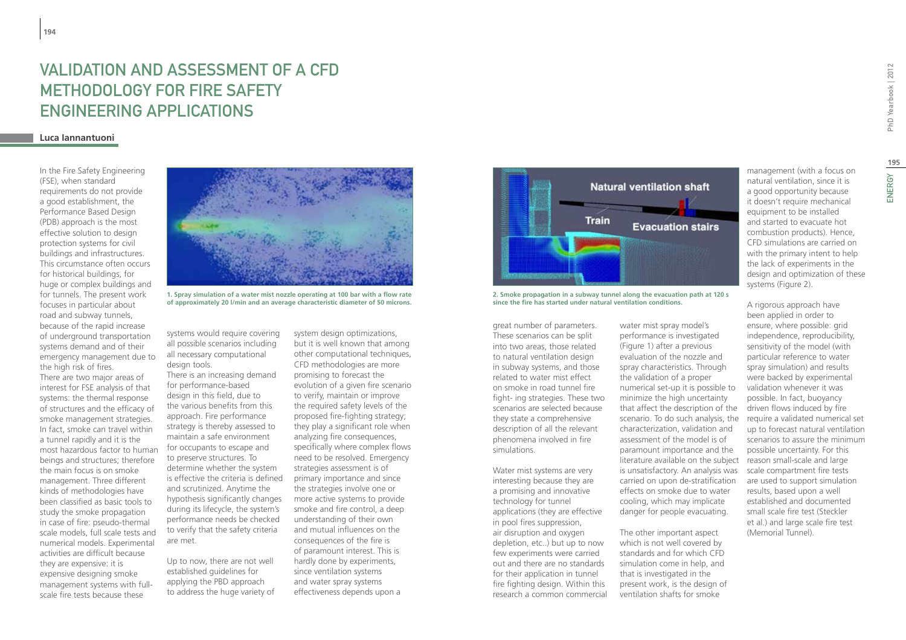# VALIDATION AND ASSESSMENT OF A CFD METHODOLOGY FOR FIRE SAFETY ENGINEERING APPLICATIONS

**Luca Iannantuoni**

In the Fire Safety Engineering (FSE), when standard requirements do not provide a good establishment, the Performance Based Design (PBD) approach is the most effective solution to design protection systems for civil buildings and infrastructures. This circumstance often occurs for historical buildings, for huge or complex buildings and for tunnels. The present work focuses in particular about road and subway tunnels, because of the rapid increase of underground transportation systems demand and of their emergency management due to the high risk of fires.
There are two major areas of interest for FSE analysis of that systems: the thermal response of structures and the efficacy of smoke management strategies. In fact, smoke can travel within a tunnel rapidly and it is the most hazardous factor to human beings and structures; therefore the main focus is on smoke management. Three different kinds of methodologies have been classified as basic tools to study the smoke propagation in case of fire: pseudo-thermal scale models, full scale tests and numerical models. Experimental activities are difficult because they are expensive: it is expensive designing smoke management systems with full-scale fire tests because these systems would require covering all possible scenarios including all necessary computational design tools.
There is an increasing demand for performance-based design in this field, due to the various benefits from this approach. Fire performance strategy is thereby assessed to maintain a safe environment for occupants to escape and to preserve structures. To determine whether the system is effective the criteria is defined and scrutinized. Anytime the hypothesis significantly changes during its lifecycle, the system's performance needs be checked to verify that the safety criteria are met.

1. Spray simulation of a water mist nozzle operating at 100 bar with a flow rate of approximately 20 l/min and an average characteristic diameter of 50 microns.

Up to now, there are not well established guidelines for applying the PBD approach to address the huge variety of system design optimizations, but it is well known that among other computational techniques, CFD methodologies are more promising to forecast the evolution of a given fire scenario to verify, maintain or improve the required safety levels of the proposed fire-fighting strategy; they play a significant role when analyzing fire consequences, specifically where complex flows need to be resolved. Emergency strategies assessment is of primary importance and since the strategies involve one or more active systems to provide smoke and fire control, a deep understanding of their own and mutual influences on the consequences of the fire is of paramount interest. This is hardly done by experiments, since ventilation systems and water spray systems effectiveness depends upon a great number of parameters. These scenarios can be split into two areas, those related to natural ventilation design in subway systems, and those related to water mist effect on smoke in road tunnel fire fight- ing strategies. These two scenarios are selected because they state a comprehensive description of all the relevant phenomena involved in fire simulations.

2. Smoke propagation in a subway tunnel along the evacuation path at 120 s since the fire has started under natural ventilation conditions.

Water mist systems are very interesting because they are a promising and innovative technology for tunnel applications (they are effective in pool fires suppression, air disruption and oxygen depletion, etc..) but up to now few experiments were carried out and there are no standards for their application in tunnel fire fighting design. Within this research a common commercial water mist spray model's performance is investigated (Figure 1) after a previous evaluation of the nozzle and spray characteristics. Through the validation of a proper numerical set-up it is possible to minimize the high uncertainty that affect the description of the scenario. To do such analysis, the characterization, validation and assessment of the model is of paramount importance and the literature available on the subject is unsatisfactory. An analysis was carried on upon de-stratification effects on smoke due to water cooling, which may implicate danger for people evacuating.

The other important aspect which is not well covered by standards and for which CFD simulation come in help, and that is investigated in the present work, is the design of ventilation shafts for smoke management (with a focus on natural ventilation, since it is a good opportunity because it doesn't require mechanical equipment to be installed and started to evacuate hot combustion products). Hence, CFD simulations are carried on with the primary intent to help the lack of experiments in the design and optimization of these systems (Figure 2).

A rigorous approach have been applied in order to ensure, where possible: grid independence, reproducibility, sensitivity of the model (with particular reference to water spray simulation) and results were backed by experimental validation whenever it was possible. In fact, buoyancy driven flows induced by fire require a validated numerical set up to forecast natural ventilation scenarios to assure the minimum possible uncertainty. For this reason small-scale and large scale compartment fire tests are used to support simulation results, based upon a well established and documented small scale fire test (Steckler et al.) and large scale fire test (Memorial Tunnel).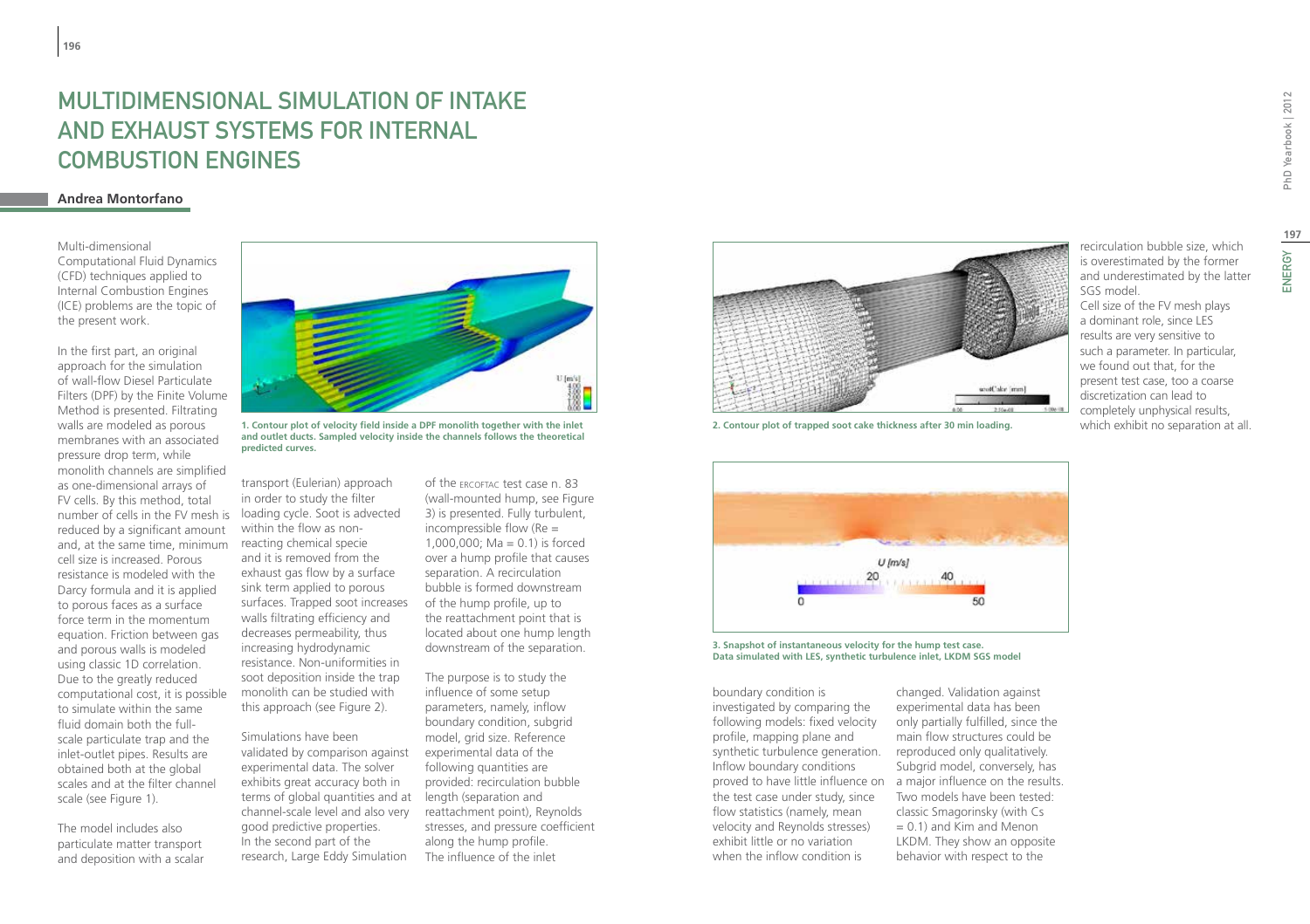# MULTIDIMENSIONAL SIMULATION OF INTAKE AND EXHAUST SYSTEMS FOR INTERNAL COMBUSTION ENGINES

**Andrea Montorfano**

Multi-dimensional Computational Fluid Dynamics (CFD) techniques applied to Internal Combustion Engines (ICE) problems are the topic of the present work.

In the first part, an original approach for the simulation of wall-flow Diesel Particulate Filters (DPF) by the Finite Volume Method is presented. Filtrating walls are modeled as porous membranes with an associated pressure drop term, while monolith channels are simplified as one-dimensional arrays of FV cells. By this method, total number of cells in the FV mesh is reduced by a significant amount and, at the same time, minimum cell size is increased. Porous resistance is modeled with the Darcy formula and it is applied to porous faces as a surface force term in the momentum equation. Friction between gas and porous walls is modeled using classic 1D correlation. Due to the greatly reduced computational cost, it is possible to simulate within the same fluid domain both the full-scale particulate trap and the inlet-outlet pipes. Results are obtained both at the global scales and at the filter channel scale (see Figure 1).

**1. Contour plot of velocity field inside a DPF monolith together with the inlet and outlet ducts. Sampled velocity inside the channels follows the theoretical predicted curves.**

The model includes also particulate matter transport and deposition with a scalar transport (Eulerian) approach in order to study the filter loading cycle. Soot is advected within the flow as non-reacting chemical specie and it is removed from the exhaust gas flow by a surface sink term applied to porous surfaces. Trapped soot increases walls filtrating efficiency and decreases permeability, thus increasing hydrodynamic resistance. Non-uniformities in soot deposition inside the trap monolith can be studied with this approach (see Figure 2).

Simulations have been validated by comparison against experimental data. The solver exhibits great accuracy both in terms of global quantities and at channel-scale level and also very good predictive properties.
In the second part of the research, Large Eddy Simulation of the ERCOFTAC test case n. 83 (wall-mounted hump, see Figure 3) is presented. Fully turbulent, incompressible flow (Re = 1,000,000; Ma = 0.1) is forced over a hump profile that causes separation. A recirculation bubble is formed downstream of the hump profile, up to the reattachment point that is located about one hump length downstream of the separation.

The purpose is to study the influence of some setup parameters, namely, inflow boundary condition, subgrid model, grid size. Reference experimental data of the following quantities are provided: recirculation bubble length (separation and reattachment point), Reynolds stresses, and pressure coefficient along the hump profile.
The influence of the inlet boundary condition is investigated by comparing the following models: fixed velocity profile, mapping plane and synthetic turbulence generation. Inflow boundary conditions proved to have little influence on the test case under study, since flow statistics (namely, mean velocity and Reynolds stresses) exhibit little or no variation when the inflow condition is changed. Validation against experimental data has been only partially fulfilled, since the main flow structures could be reproduced only qualitatively. Subgrid model, conversely, has a major influence on the results. Two models have been tested: classic Smagorinsky (with Cs = 0.1) and Kim and Menon LKDM. They show an opposite behavior with respect to the recirculation bubble size, which is overestimated by the former and underestimated by the latter SGS model.
Cell size of the FV mesh plays a dominant role, since LES results are very sensitive to such a parameter. In particular, we found out that, for the present test case, too a coarse discretization can lead to completely unphysical results, which exhibit no separation at all.

**2. Contour plot of trapped soot cake thickness after 30 min loading.**

**3. Snapshot of instantaneous velocity for the hump test case. Data simulated with LES, synthetic turbulence inlet, LKDM SGS model**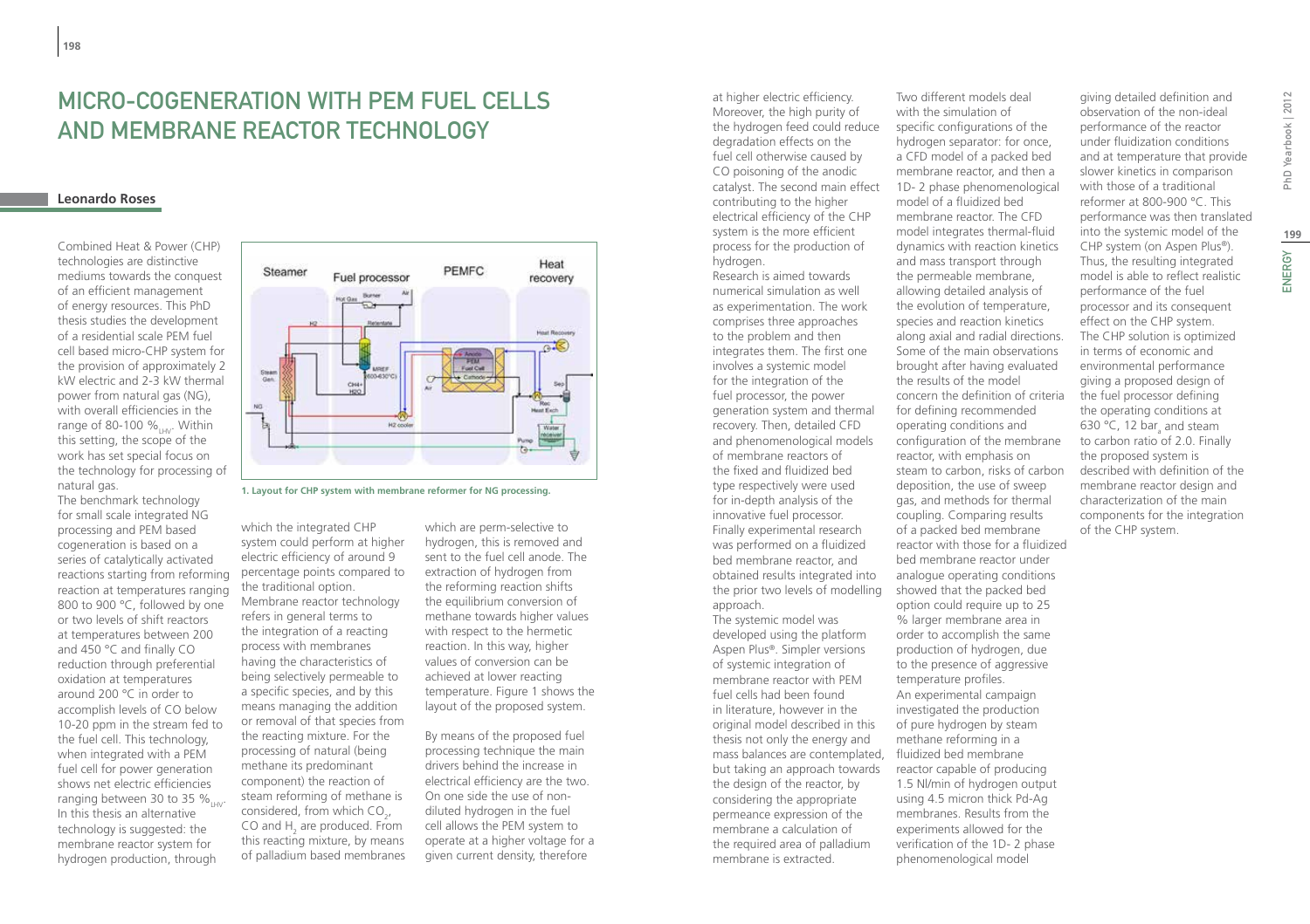# MICRO-COGENERATION WITH PEM FUEL CELLS AND MEMBRANE REACTOR TECHNOLOGY

**Leonardo Roses**

Combined Heat & Power (CHP) technologies are distinctive mediums towards the conquest of an efficient management of energy resources. This PhD thesis studies the development of a residential scale PEM fuel cell based micro-CHP system for the provision of approximately 2 kW electric and 2-3 kW thermal power from natural gas (NG), with overall efficiencies in the range of 80-100 $\%_{LHV}$. Within this setting, the scope of the work has set special focus on the technology for processing of natural gas.

The benchmark technology for small scale integrated NG processing and PEM based cogeneration is based on a series of catalytically activated reactions starting from reforming reaction at temperatures ranging 800 to 900 °C, followed by one or two levels of shift reactors at temperatures between 200 and 450 °C and finally CO reduction through preferential oxidation at temperatures around 200 °C in order to accomplish levels of CO below 10-20 ppm in the stream fed to the fuel cell. This technology, when integrated with a PEM fuel cell for power generation shows net electric efficiencies ranging between 30 to 35 $\%_{LHV}$. In this thesis an alternative technology is suggested: the membrane reactor system for hydrogen production, through which the integrated CHP system could perform at higher electric efficiency of around 9 percentage points compared to the traditional option.

Steamer

Fuel processor

PEMFC

Heat recovery

1. Layout for CHP system with membrane reformer for NG processing.

Membrane reactor technology refers in general terms to the integration of a reacting process with membranes having the characteristics of being selectively permeable to a specific species, and by this means managing the addition or removal of that species from the reacting mixture. For the processing of natural (being methane its predominant component) the reaction of steam reforming of methane is considered, from which $CO_2$, CO and $H_2$ are produced. From this reacting mixture, by means of palladium based membranes which are perm-selective to hydrogen, this is removed and sent to the fuel cell anode. The extraction of hydrogen from the reforming reaction shifts the equilibrium conversion of methane towards higher values with respect to the hermetic reaction. In this way, higher values of conversion can be achieved at lower reacting temperature. Figure 1 shows the layout of the proposed system.

By means of the proposed fuel processing technique the main drivers behind the increase in electrical efficiency are the two. On one side the use of non-diluted hydrogen in the fuel cell allows the PEM system to operate at a higher voltage for a given current density, therefore at higher electric efficiency. Moreover, the high purity of the hydrogen feed could reduce degradation effects on the fuel cell otherwise caused by CO poisoning of the anodic catalyst. The second main effect contributing to the higher electrical efficiency of the CHP system is the more efficient process for the production of hydrogen.

Research is aimed towards numerical simulation as well as experimentation. The work comprises three approaches to the problem and then integrates them. The first one involves a systemic model for the integration of the fuel processor, the power generation system and thermal recovery. Then, detailed CFD and phenomenological models of membrane reactors of the fixed and fluidized bed type respectively were used for in-depth analysis of the innovative fuel processor. Finally experimental research was performed on a fluidized bed membrane reactor, and obtained results integrated into the prior two levels of modelling approach.

The systemic model was developed using the platform Aspen Plus®. Simpler versions of systemic integration of membrane reactor with PEM fuel cells had been found in literature, however in the original model described in this thesis not only the energy and mass balances are contemplated, but taking an approach towards the design of the reactor, by considering the appropriate permeance expression of the membrane a calculation of the required area of palladium membrane is extracted.

Two different models deal with the simulation of specific configurations of the hydrogen separator: for once, a CFD model of a packed bed membrane reactor, and then a 1D- 2 phase phenomenological model of a fluidized bed membrane reactor. The CFD model integrates thermal-fluid dynamics with reaction kinetics and mass transport through the permeable membrane, allowing detailed analysis of the evolution of temperature, species and reaction kinetics along axial and radial directions. Some of the main observations brought after having evaluated the results of the model concern the definition of criteria for defining recommended operating conditions and configuration of the membrane reactor, with emphasis on steam to carbon, risks of carbon deposition, the use of sweep gas, and methods for thermal coupling. Comparing results of a packed bed membrane reactor with those for a fluidized bed membrane reactor under analogue operating conditions showed that the packed bed option could require up to 25 % larger membrane area in order to accomplish the same production of hydrogen, due to the presence of aggressive temperature profiles.

An experimental campaign investigated the production of pure hydrogen by steam methane reforming in a fluidized bed membrane reactor capable of producing 1.5 Nl/min of hydrogen output using 4.5 micron thick Pd-Ag membranes. Results from the experiments allowed for the verification of the 1D- 2 phase phenomenological model giving detailed definition and observation of the non-ideal performance of the reactor under fluidization conditions and at temperature that provide slower kinetics in comparison with those of a traditional reformer at 800-900 °C. This performance was then translated into the systemic model of the CHP system (on Aspen Plus®). Thus, the resulting integrated model is able to reflect realistic performance of the fuel processor and its consequent effect on the CHP system. The CHP solution is optimized in terms of economic and environmental performance giving a proposed design of the fuel processor defining the operating conditions at 630 °C, 12 $bar_a$ and steam to carbon ratio of 2.0. Finally the proposed system is described with definition of the membrane reactor design and characterization of the main components for the integration of the CHP system.